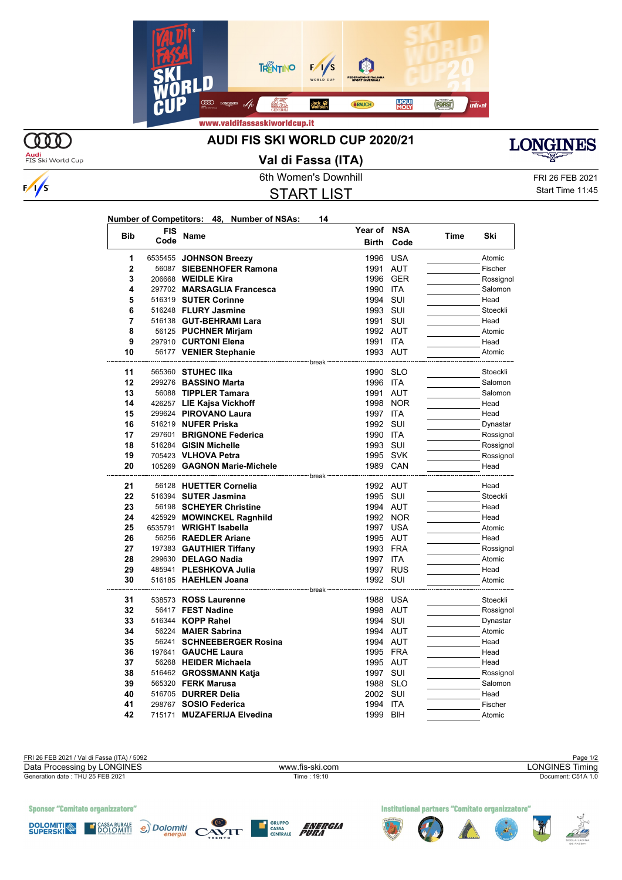# AUDI FIS SKI WORLD CUP 2020/21

## Val di Fassa (ITA)

6th Women's Downhill

FRI 26 FEB 2021

## START LIST

Start Time 11:45

**Number of Competitors: 48, Number of NSAs: 14**

| Bib | FIS Code | Name | Year of Birth | NSA Code | Time | Ski |
|---|---|---|---|---|---|---|
| 1 | 6535455 | **JOHNSON Breezy** | 1996 | USA | | Atomic |
| 2 | 56087 | **SIEBENHOFER Ramona** | 1991 | AUT | | Fischer |
| 3 | 206668 | **WEIDLE Kira** | 1996 | GER | | Rossignol |
| 4 | 297702 | **MARSAGLIA Francesca** | 1990 | ITA | | Salomon |
| 5 | 516319 | **SUTER Corinne** | 1994 | SUI | | Head |
| 6 | 516248 | **FLURY Jasmine** | 1993 | SUI | | Stoeckli |
| 7 | 516138 | **GUT-BEHRAMI Lara** | 1991 | SUI | | Head |
| 8 | 56125 | **PUCHNER Mirjam** | 1992 | AUT | | Atomic |
| 9 | 297910 | **CURTONI Elena** | 1991 | ITA | | Head |
| 10 | 56177 | **VENIER Stephanie** | 1993 | AUT | | Atomic |
| | | break | | | | |
| 11 | 565360 | **STUHEC Ilka** | 1990 | SLO | | Stoeckli |
| 12 | 299276 | **BASSINO Marta** | 1996 | ITA | | Salomon |
| 13 | 56088 | **TIPPLER Tamara** | 1991 | AUT | | Salomon |
| 14 | 426257 | **LIE Kajsa Vickhoff** | 1998 | NOR | | Head |
| 15 | 299624 | **PIROVANO Laura** | 1997 | ITA | | Head |
| 16 | 516219 | **NUFER Priska** | 1992 | SUI | | Dynastar |
| 17 | 297601 | **BRIGNONE Federica** | 1990 | ITA | | Rossignol |
| 18 | 516284 | **GISIN Michelle** | 1993 | SUI | | Rossignol |
| 19 | 705423 | **VLHOVA Petra** | 1995 | SVK | | Rossignol |
| 20 | 105269 | **GAGNON Marie-Michele** | 1989 | CAN | | Head |
| | | break | | | | |
| 21 | 56128 | **HUETTER Cornelia** | 1992 | AUT | | Head |
| 22 | 516394 | **SUTER Jasmina** | 1995 | SUI | | Stoeckli |
| 23 | 56198 | **SCHEYER Christine** | 1994 | AUT | | Head |
| 24 | 425929 | **MOWINCKEL Ragnhild** | 1992 | NOR | | Head |
| 25 | 6535791 | **WRIGHT Isabella** | 1997 | USA | | Atomic |
| 26 | 56256 | **RAEDLER Ariane** | 1995 | AUT | | Head |
| 27 | 197383 | **GAUTHIER Tiffany** | 1993 | FRA | | Rossignol |
| 28 | 299630 | **DELAGO Nadia** | 1997 | ITA | | Atomic |
| 29 | 485941 | **PLESHKOVA Julia** | 1997 | RUS | | Head |
| 30 | 516185 | **HAEHLEN Joana** | 1992 | SUI | | Atomic |
| | | break | | | | |
| 31 | 538573 | **ROSS Laurenne** | 1988 | USA | | Stoeckli |
| 32 | 56417 | **FEST Nadine** | 1998 | AUT | | Rossignol |
| 33 | 516344 | **KOPP Rahel** | 1994 | SUI | | Dynastar |
| 34 | 56224 | **MAIER Sabrina** | 1994 | AUT | | Atomic |
| 35 | 56241 | **SCHNEEBERGER Rosina** | 1994 | AUT | | Head |
| 36 | 197641 | **GAUCHE Laura** | 1995 | FRA | | Head |
| 37 | 56268 | **HEIDER Michaela** | 1995 | AUT | | Head |
| 38 | 516462 | **GROSSMANN Katja** | 1997 | SUI | | Rossignol |
| 39 | 565320 | **FERK Marusa** | 1988 | SLO | | Salomon |
| 40 | 516705 | **DURRER Delia** | 2002 | SUI | | Head |
| 41 | 298767 | **SOSIO Federica** | 1994 | ITA | | Fischer |
| 42 | 715171 | **MUZAFERIJA Elvedina** | 1999 | BIH | | Atomic |

FRI 26 FEB 2021 / Val di Fassa (ITA) / 5092

Data Processing by LONGINES — www.fis-ski.com — LONGINES Timing

Generation date : THU 25 FEB 2021 — Time : 19:10 — Document: C51A 1.0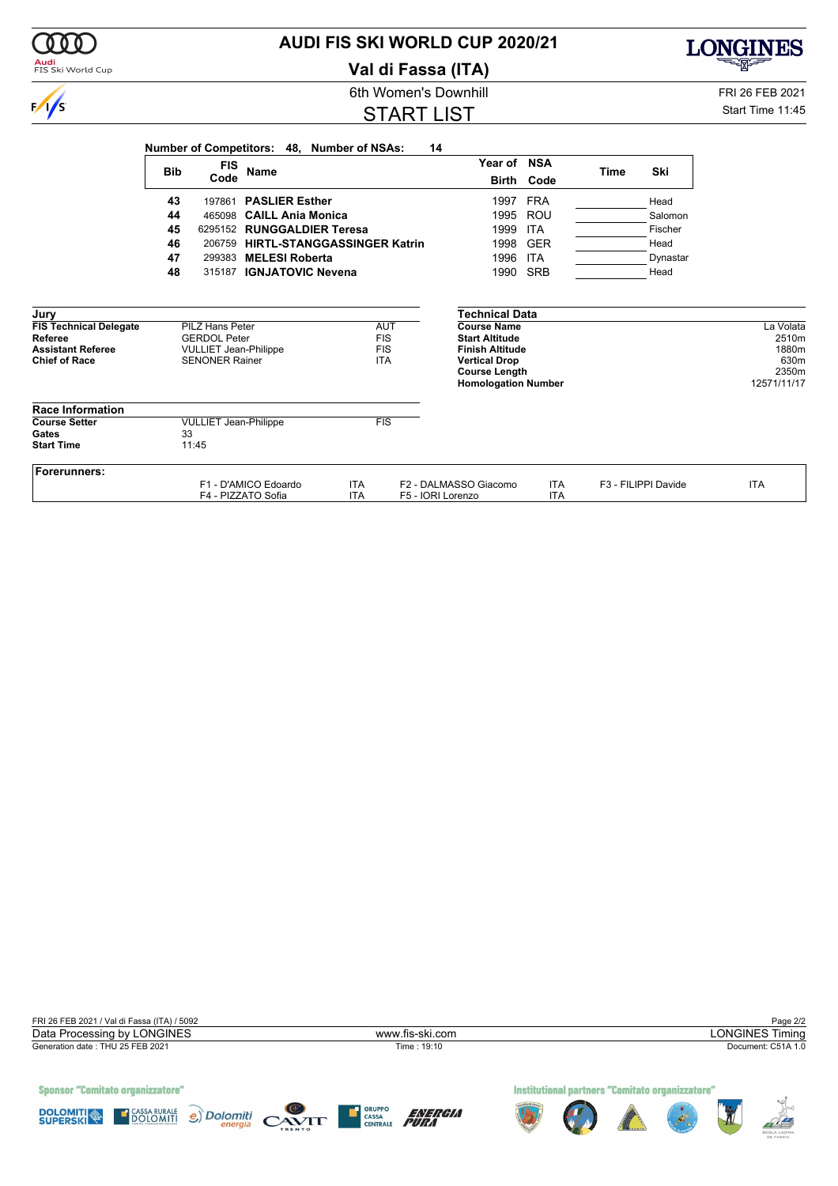# AUDI FIS SKI WORLD CUP 2020/21

## Val di Fassa (ITA)

6th Women's Downhill

FRI 26 FEB 2021

## START LIST

Start Time 11:45

**Number of Competitors: 48, Number of NSAs: 14**

| Bib | FIS Code | Name | Year of Birth | NSA Code | Time | Ski |
|---|---|---|---|---|---|---|
| 43 | 197861 | **PASLIER Esther** | 1997 | FRA | | Head |
| 44 | 465098 | **CAILL Ania Monica** | 1995 | ROU | | Salomon |
| 45 | 6295152 | **RUNGGALDIER Teresa** | 1999 | ITA | | Fischer |
| 46 | 206759 | **HIRTL-STANGGASSINGER Katrin** | 1998 | GER | | Head |
| 47 | 299383 | **MELESI Roberta** | 1996 | ITA | | Dynastar |
| 48 | 315187 | **IGNJATOVIC Nevena** | 1990 | SRB | | Head |

### Jury

| | | |
|---|---|---|
| **FIS Technical Delegate** | PILZ Hans Peter | AUT |
| **Referee** | GERDOL Peter | FIS |
| **Assistant Referee** | VULLIET Jean-Philippe | FIS |
| **Chief of Race** | SENONER Rainer | ITA |

### Technical Data

| | |
|---|---|
| **Course Name** | La Volata |
| **Start Altitude** | 2510m |
| **Finish Altitude** | 1880m |
| **Vertical Drop** | 630m |
| **Course Length** | 2350m |
| **Homologation Number** | 12571/11/17 |

### Race Information

| | | |
|---|---|---|
| **Course Setter** | VULLIET Jean-Philippe | FIS |
| **Gates** | 33 | |
| **Start Time** | 11:45 | |

### Forerunners:

| | | | | | |
|---|---|---|---|---|---|
| F1 - D'AMICO Edoardo | ITA | F2 - DALMASSO Giacomo | ITA | F3 - FILIPPI Davide | ITA |
| F4 - PIZZATO Sofia | ITA | F5 - IORI Lorenzo | ITA | | |

FRI 26 FEB 2021 / Val di Fassa (ITA) / 5092

Data Processing by LONGINES — www.fis-ski.com — LONGINES Timing

Generation date : THU 25 FEB 2021 — Time : 19:10 — Document: C51A 1.0

Sponsor "Comitato organizzatore"

Institutional partners "Comitato organizzatore"